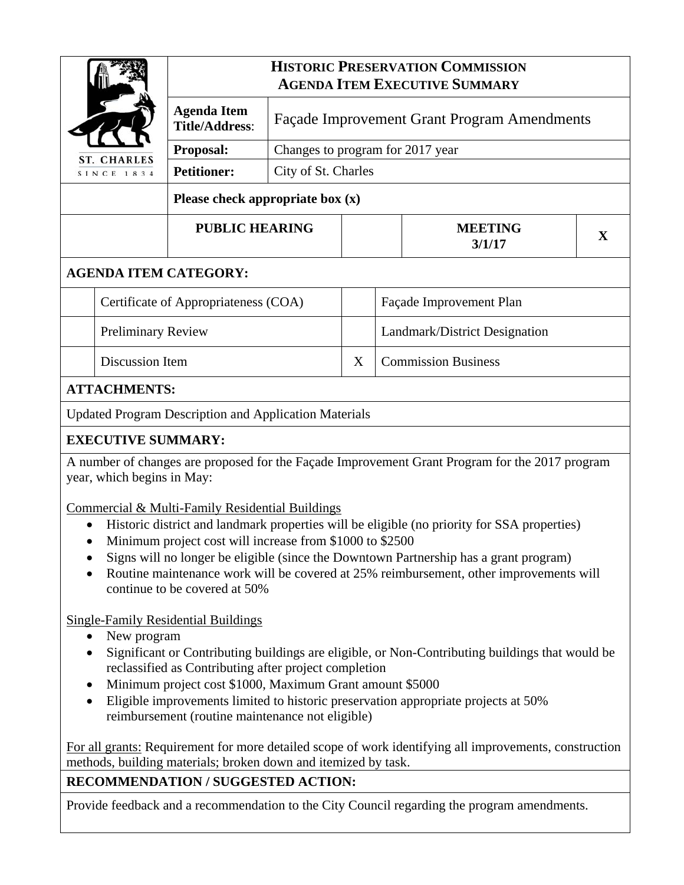# HISTORIC PRESERVATION COMMISSION
## AGENDA ITEM EXECUTIVE SUMMARY

ST. CHARLES
SINCE 1834

| | |
|---|---|
| **Agenda Item Title/Address**: | Façade Improvement Grant Program Amendments |
| **Proposal:** | Changes to program for 2017 year |
| **Petitioner:** | City of St. Charles |

**Please check appropriate box (x)**

| PUBLIC HEARING | | MEETING 3/1/17 | X |
|---|---|---|---|

**AGENDA ITEM CATEGORY:**

| | | | |
|---|---|---|---|
| | Certificate of Appropriateness (COA) | | Façade Improvement Plan |
| | Preliminary Review | | Landmark/District Designation |
| | Discussion Item | X | Commission Business |

**ATTACHMENTS:**

Updated Program Description and Application Materials

**EXECUTIVE SUMMARY:**

A number of changes are proposed for the Façade Improvement Grant Program for the 2017 program year, which begins in May:

Commercial & Multi-Family Residential Buildings

- Historic district and landmark properties will be eligible (no priority for SSA properties)
- Minimum project cost will increase from $1000 to $2500
- Signs will no longer be eligible (since the Downtown Partnership has a grant program)
- Routine maintenance work will be covered at 25% reimbursement, other improvements will continue to be covered at 50%

Single-Family Residential Buildings

- New program
- Significant or Contributing buildings are eligible, or Non-Contributing buildings that would be reclassified as Contributing after project completion
- Minimum project cost $1000, Maximum Grant amount $5000
- Eligible improvements limited to historic preservation appropriate projects at 50% reimbursement (routine maintenance not eligible)

For all grants: Requirement for more detailed scope of work identifying all improvements, construction methods, building materials; broken down and itemized by task.

**RECOMMENDATION / SUGGESTED ACTION:**

Provide feedback and a recommendation to the City Council regarding the program amendments.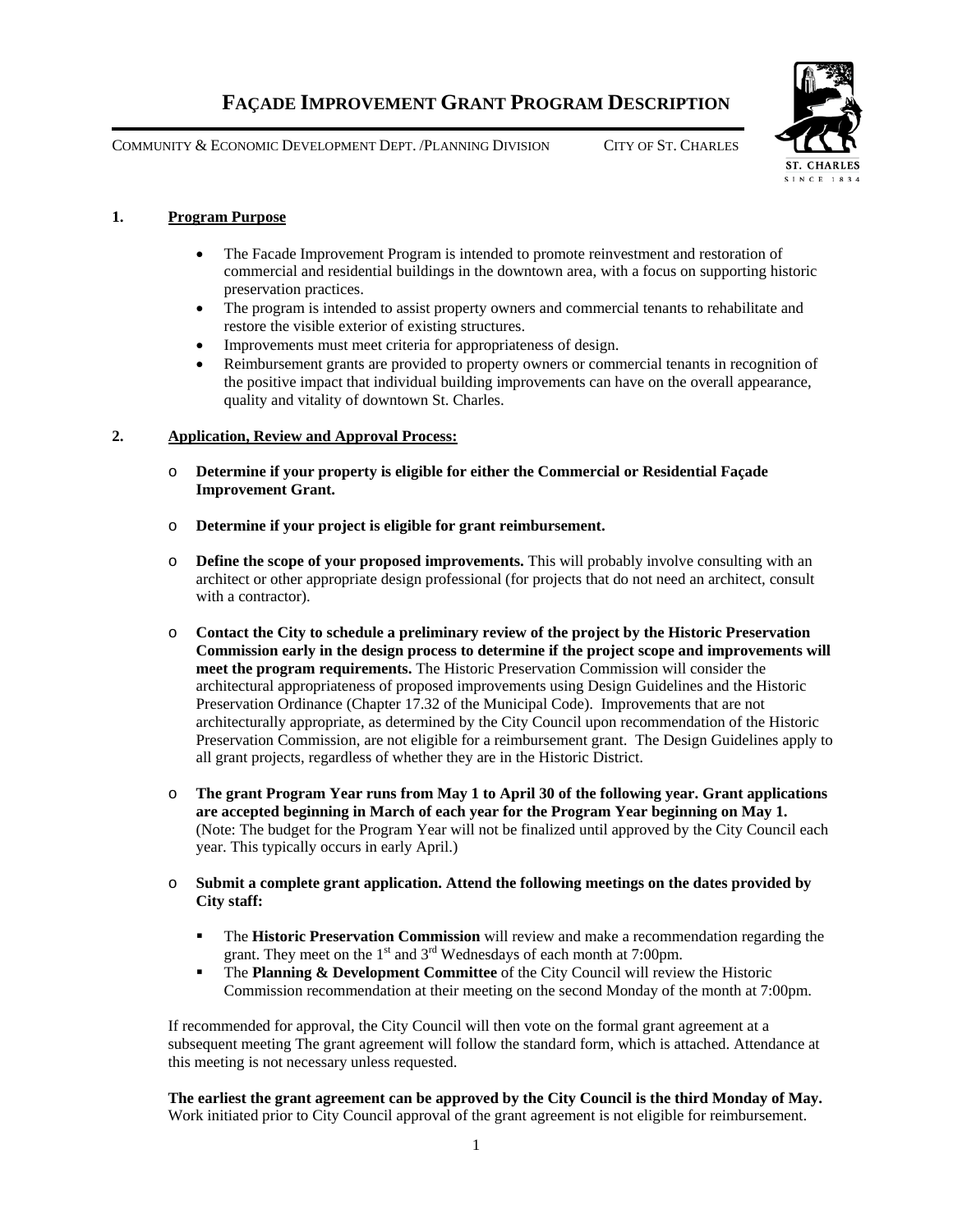# FAÇADE IMPROVEMENT GRANT PROGRAM DESCRIPTION

COMMUNITY & ECONOMIC DEVELOPMENT DEPT. /PLANNING DIVISION CITY OF ST. CHARLES

## 1. Program Purpose

- The Facade Improvement Program is intended to promote reinvestment and restoration of commercial and residential buildings in the downtown area, with a focus on supporting historic preservation practices.
- The program is intended to assist property owners and commercial tenants to rehabilitate and restore the visible exterior of existing structures.
- Improvements must meet criteria for appropriateness of design.
- Reimbursement grants are provided to property owners or commercial tenants in recognition of the positive impact that individual building improvements can have on the overall appearance, quality and vitality of downtown St. Charles.

## 2. Application, Review and Approval Process:

- **Determine if your property is eligible for either the Commercial or Residential Façade Improvement Grant.**
- **Determine if your project is eligible for grant reimbursement.**
- **Define the scope of your proposed improvements.** This will probably involve consulting with an architect or other appropriate design professional (for projects that do not need an architect, consult with a contractor).
- **Contact the City to schedule a preliminary review of the project by the Historic Preservation Commission early in the design process to determine if the project scope and improvements will meet the program requirements.** The Historic Preservation Commission will consider the architectural appropriateness of proposed improvements using Design Guidelines and the Historic Preservation Ordinance (Chapter 17.32 of the Municipal Code). Improvements that are not architecturally appropriate, as determined by the City Council upon recommendation of the Historic Preservation Commission, are not eligible for a reimbursement grant. The Design Guidelines apply to all grant projects, regardless of whether they are in the Historic District.
- **The grant Program Year runs from May 1 to April 30 of the following year. Grant applications are accepted beginning in March of each year for the Program Year beginning on May 1.** (Note: The budget for the Program Year will not be finalized until approved by the City Council each year. This typically occurs in early April.)
- **Submit a complete grant application. Attend the following meetings on the dates provided by City staff:**
  - The **Historic Preservation Commission** will review and make a recommendation regarding the grant. They meet on the 1st and 3rd Wednesdays of each month at 7:00pm.
  - The **Planning & Development Committee** of the City Council will review the Historic Commission recommendation at their meeting on the second Monday of the month at 7:00pm.

If recommended for approval, the City Council will then vote on the formal grant agreement at a subsequent meeting The grant agreement will follow the standard form, which is attached. Attendance at this meeting is not necessary unless requested.

**The earliest the grant agreement can be approved by the City Council is the third Monday of May.** Work initiated prior to City Council approval of the grant agreement is not eligible for reimbursement.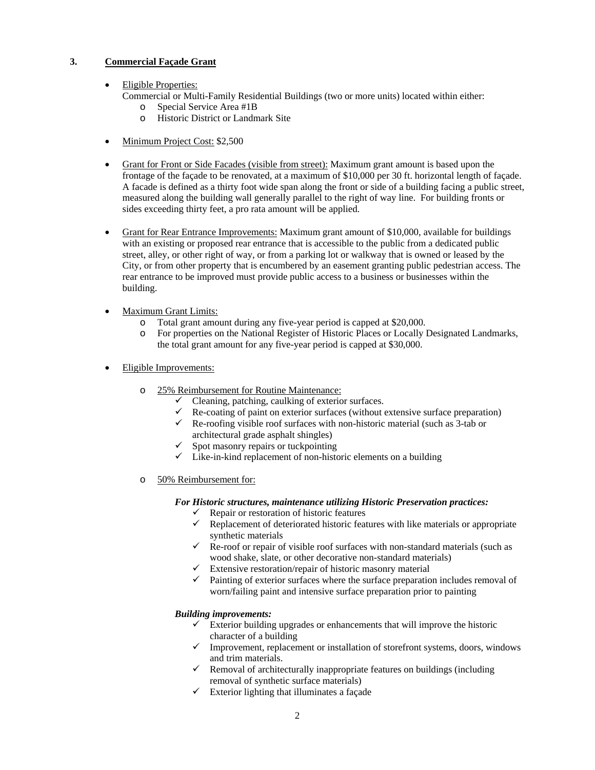### 3. <u>Commercial Façade Grant</u>

- <u>Eligible Properties:</u>
  Commercial or Multi-Family Residential Buildings (two or more units) located within either:
  - Special Service Area #1B
  - Historic District or Landmark Site

- <u>Minimum Project Cost:</u> $2,500

- <u>Grant for Front or Side Facades (visible from street):</u> Maximum grant amount is based upon the frontage of the façade to be renovated, at a maximum of $10,000 per 30 ft. horizontal length of façade. A facade is defined as a thirty foot wide span along the front or side of a building facing a public street, measured along the building wall generally parallel to the right of way line. For building fronts or sides exceeding thirty feet, a pro rata amount will be applied.

- <u>Grant for Rear Entrance Improvements:</u> Maximum grant amount of $10,000, available for buildings with an existing or proposed rear entrance that is accessible to the public from a dedicated public street, alley, or other right of way, or from a parking lot or walkway that is owned or leased by the City, or from other property that is encumbered by an easement granting public pedestrian access. The rear entrance to be improved must provide public access to a business or businesses within the building.

- <u>Maximum Grant Limits:</u>
  - Total grant amount during any five-year period is capped at $20,000.
  - For properties on the National Register of Historic Places or Locally Designated Landmarks, the total grant amount for any five-year period is capped at $30,000.

- <u>Eligible Improvements:</u>

  - <u>25% Reimbursement for Routine Maintenance:</u>
    - ✓ Cleaning, patching, caulking of exterior surfaces.
    - ✓ Re-coating of paint on exterior surfaces (without extensive surface preparation)
    - ✓ Re-roofing visible roof surfaces with non-historic material (such as 3-tab or architectural grade asphalt shingles)
    - ✓ Spot masonry repairs or tuckpointing
    - ✓ Like-in-kind replacement of non-historic elements on a building

  - <u>50% Reimbursement for:</u>

    ***For Historic structures, maintenance utilizing Historic Preservation practices:***
    - ✓ Repair or restoration of historic features
    - ✓ Replacement of deteriorated historic features with like materials or appropriate synthetic materials
    - ✓ Re-roof or repair of visible roof surfaces with non-standard materials (such as wood shake, slate, or other decorative non-standard materials)
    - ✓ Extensive restoration/repair of historic masonry material
    - ✓ Painting of exterior surfaces where the surface preparation includes removal of worn/failing paint and intensive surface preparation prior to painting

    ***Building improvements:***
    - ✓ Exterior building upgrades or enhancements that will improve the historic character of a building
    - ✓ Improvement, replacement or installation of storefront systems, doors, windows and trim materials.
    - ✓ Removal of architecturally inappropriate features on buildings (including removal of synthetic surface materials)
    - ✓ Exterior lighting that illuminates a façade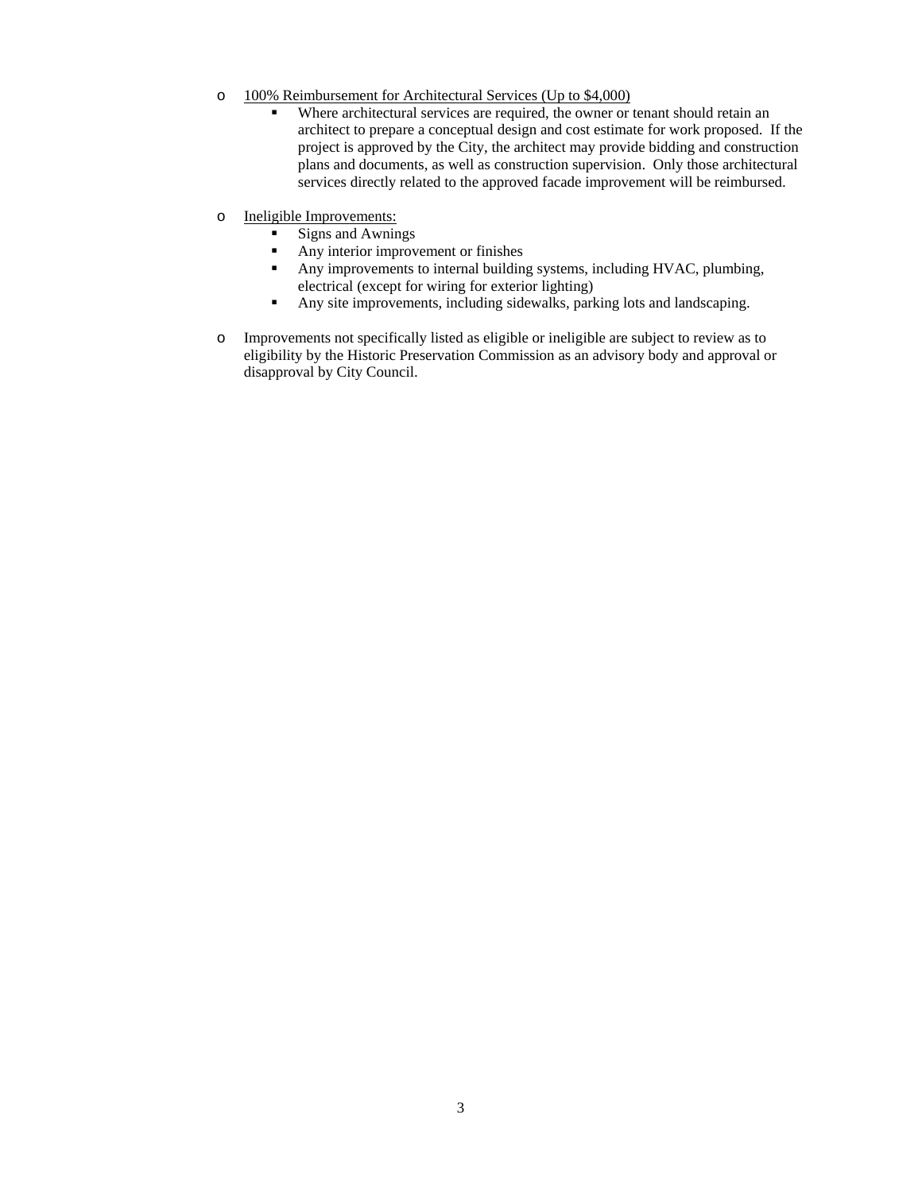- <u>100% Reimbursement for Architectural Services (Up to $4,000)</u>
  - Where architectural services are required, the owner or tenant should retain an architect to prepare a conceptual design and cost estimate for work proposed. If the project is approved by the City, the architect may provide bidding and construction plans and documents, as well as construction supervision. Only those architectural services directly related to the approved facade improvement will be reimbursed.

- <u>Ineligible Improvements:</u>
  - Signs and Awnings
  - Any interior improvement or finishes
  - Any improvements to internal building systems, including HVAC, plumbing, electrical (except for wiring for exterior lighting)
  - Any site improvements, including sidewalks, parking lots and landscaping.

- Improvements not specifically listed as eligible or ineligible are subject to review as to eligibility by the Historic Preservation Commission as an advisory body and approval or disapproval by City Council.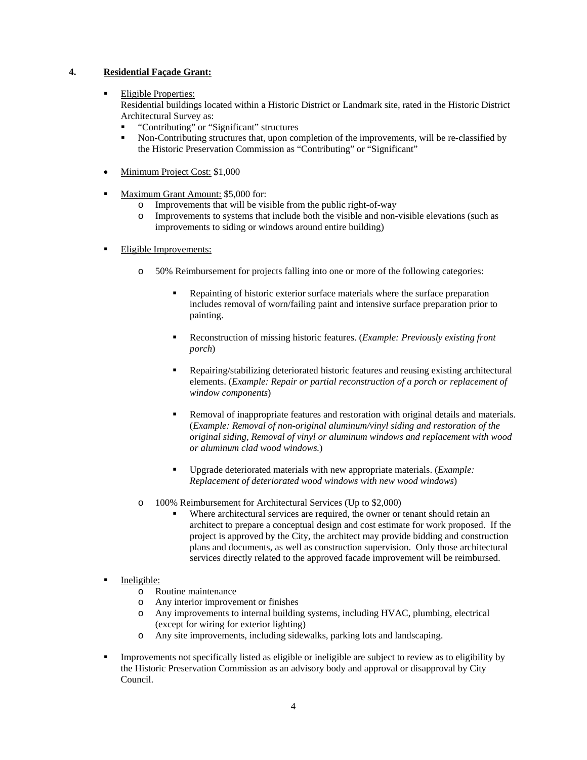## 4. Residential Façade Grant:

- Eligible Properties:
  Residential buildings located within a Historic District or Landmark site, rated in the Historic District Architectural Survey as:
  - "Contributing" or "Significant" structures
  - Non-Contributing structures that, upon completion of the improvements, will be re-classified by the Historic Preservation Commission as "Contributing" or "Significant"

- Minimum Project Cost: $1,000

- Maximum Grant Amount: $5,000 for:
  - Improvements that will be visible from the public right-of-way
  - Improvements to systems that include both the visible and non-visible elevations (such as improvements to siding or windows around entire building)

- Eligible Improvements:

  - 50% Reimbursement for projects falling into one or more of the following categories:

    - Repainting of historic exterior surface materials where the surface preparation includes removal of worn/failing paint and intensive surface preparation prior to painting.

    - Reconstruction of missing historic features. (*Example: Previously existing front porch*)

    - Repairing/stabilizing deteriorated historic features and reusing existing architectural elements. (*Example: Repair or partial reconstruction of a porch or replacement of window components*)

    - Removal of inappropriate features and restoration with original details and materials. (*Example: Removal of non-original aluminum/vinyl siding and restoration of the original siding, Removal of vinyl or aluminum windows and replacement with wood or aluminum clad wood windows.*)

    - Upgrade deteriorated materials with new appropriate materials. (*Example: Replacement of deteriorated wood windows with new wood windows*)

  - 100% Reimbursement for Architectural Services (Up to $2,000)
    - Where architectural services are required, the owner or tenant should retain an architect to prepare a conceptual design and cost estimate for work proposed. If the project is approved by the City, the architect may provide bidding and construction plans and documents, as well as construction supervision. Only those architectural services directly related to the approved facade improvement will be reimbursed.

- Ineligible:
  - Routine maintenance
  - Any interior improvement or finishes
  - Any improvements to internal building systems, including HVAC, plumbing, electrical (except for wiring for exterior lighting)
  - Any site improvements, including sidewalks, parking lots and landscaping.

- Improvements not specifically listed as eligible or ineligible are subject to review as to eligibility by the Historic Preservation Commission as an advisory body and approval or disapproval by City Council.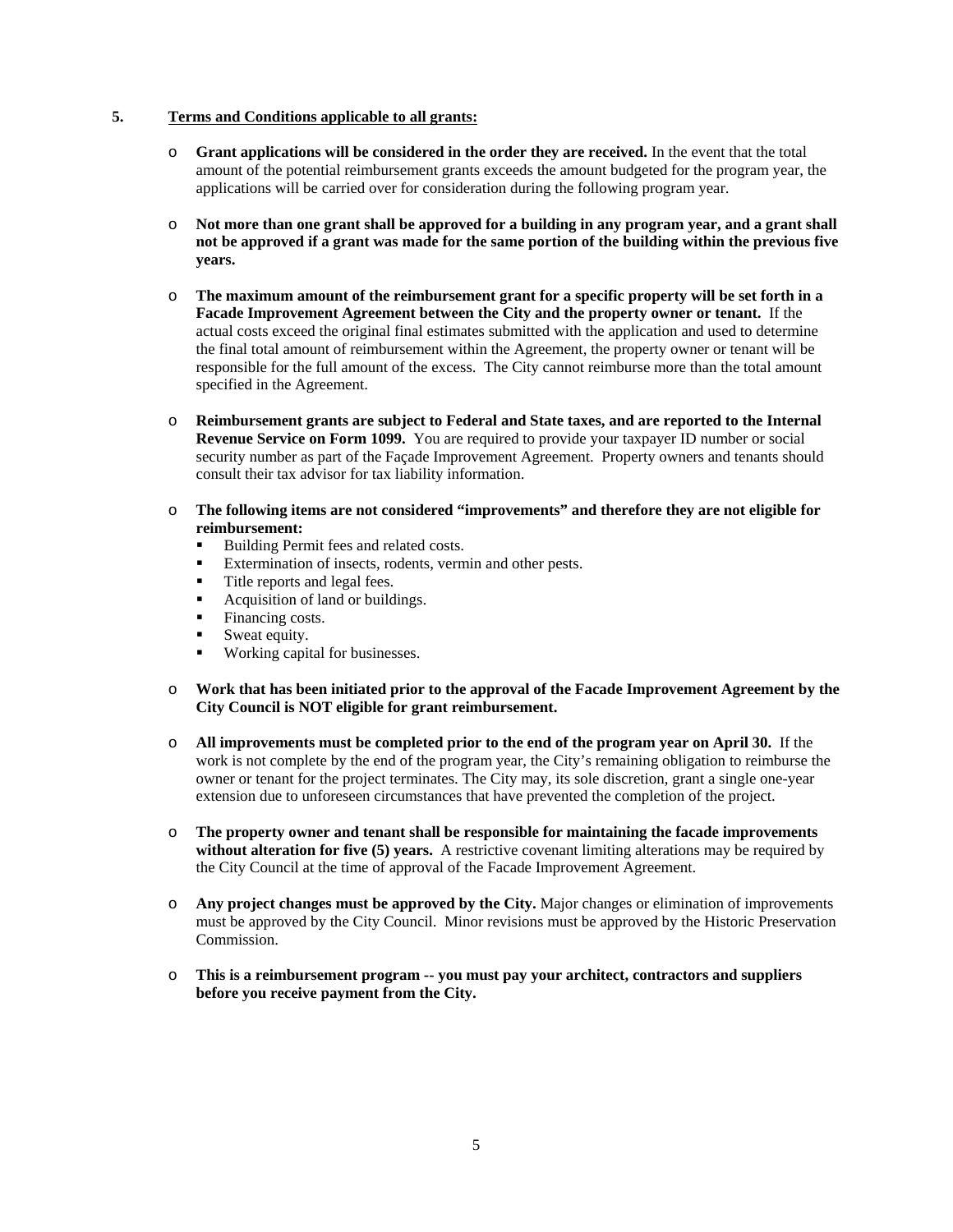## 5. <u>Terms and Conditions applicable to all grants:</u>

- **Grant applications will be considered in the order they are received.** In the event that the total amount of the potential reimbursement grants exceeds the amount budgeted for the program year, the applications will be carried over for consideration during the following program year.

- **Not more than one grant shall be approved for a building in any program year, and a grant shall not be approved if a grant was made for the same portion of the building within the previous five years.**

- **The maximum amount of the reimbursement grant for a specific property will be set forth in a Facade Improvement Agreement between the City and the property owner or tenant.** If the actual costs exceed the original final estimates submitted with the application and used to determine the final total amount of reimbursement within the Agreement, the property owner or tenant will be responsible for the full amount of the excess. The City cannot reimburse more than the total amount specified in the Agreement.

- **Reimbursement grants are subject to Federal and State taxes, and are reported to the Internal Revenue Service on Form 1099.** You are required to provide your taxpayer ID number or social security number as part of the Façade Improvement Agreement. Property owners and tenants should consult their tax advisor for tax liability information.

- **The following items are not considered "improvements" and therefore they are not eligible for reimbursement:**
  - Building Permit fees and related costs.
  - Extermination of insects, rodents, vermin and other pests.
  - Title reports and legal fees.
  - Acquisition of land or buildings.
  - Financing costs.
  - Sweat equity.
  - Working capital for businesses.

- **Work that has been initiated prior to the approval of the Facade Improvement Agreement by the City Council is NOT eligible for grant reimbursement.**

- **All improvements must be completed prior to the end of the program year on April 30.** If the work is not complete by the end of the program year, the City's remaining obligation to reimburse the owner or tenant for the project terminates. The City may, its sole discretion, grant a single one-year extension due to unforeseen circumstances that have prevented the completion of the project.

- **The property owner and tenant shall be responsible for maintaining the facade improvements without alteration for five (5) years.** A restrictive covenant limiting alterations may be required by the City Council at the time of approval of the Facade Improvement Agreement.

- **Any project changes must be approved by the City.** Major changes or elimination of improvements must be approved by the City Council. Minor revisions must be approved by the Historic Preservation Commission.

- **This is a reimbursement program -- you must pay your architect, contractors and suppliers before you receive payment from the City.**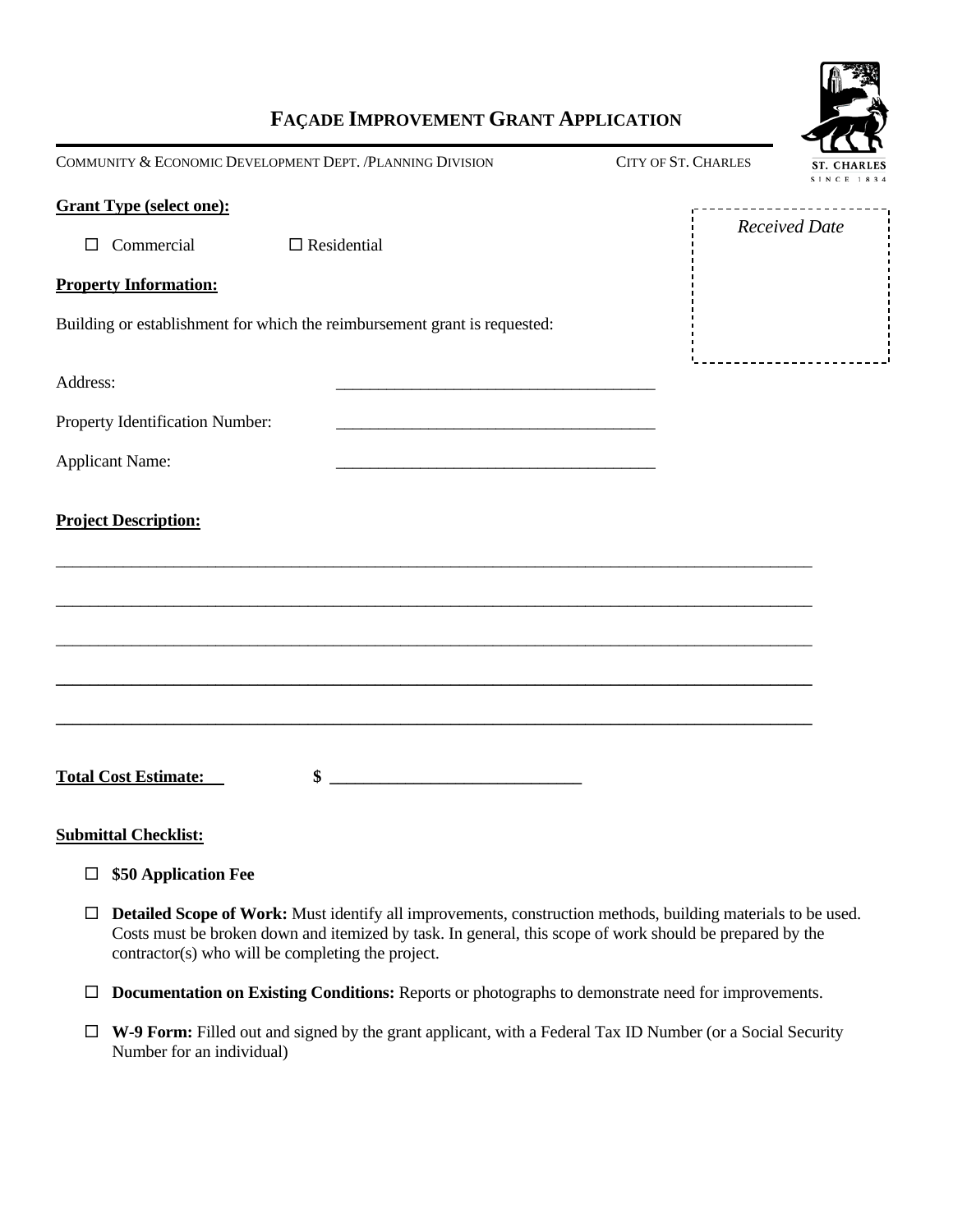# FAÇADE IMPROVEMENT GRANT APPLICATION

COMMUNITY & ECONOMIC DEVELOPMENT DEPT. /PLANNING DIVISION CITY OF ST. CHARLES

*Received Date*

**Grant Type (select one):**

☐ Commercial ☐ Residential

**Property Information:**

Building or establishment for which the reimbursement grant is requested:

Address: ______________________________________

Property Identification Number: ______________________________________

Applicant Name: ______________________________________

**Project Description:**

_____________________________________________________________________________________________

_____________________________________________________________________________________________

_____________________________________________________________________________________________

_____________________________________________________________________________________________

_____________________________________________________________________________________________

**Total Cost Estimate:** **$ ______________________________**

**Submittal Checklist:**

☐ **$50 Application Fee**

☐ **Detailed Scope of Work:** Must identify all improvements, construction methods, building materials to be used. Costs must be broken down and itemized by task. In general, this scope of work should be prepared by the contractor(s) who will be completing the project.

☐ **Documentation on Existing Conditions:** Reports or photographs to demonstrate need for improvements.

☐ **W-9 Form:** Filled out and signed by the grant applicant, with a Federal Tax ID Number (or a Social Security Number for an individual)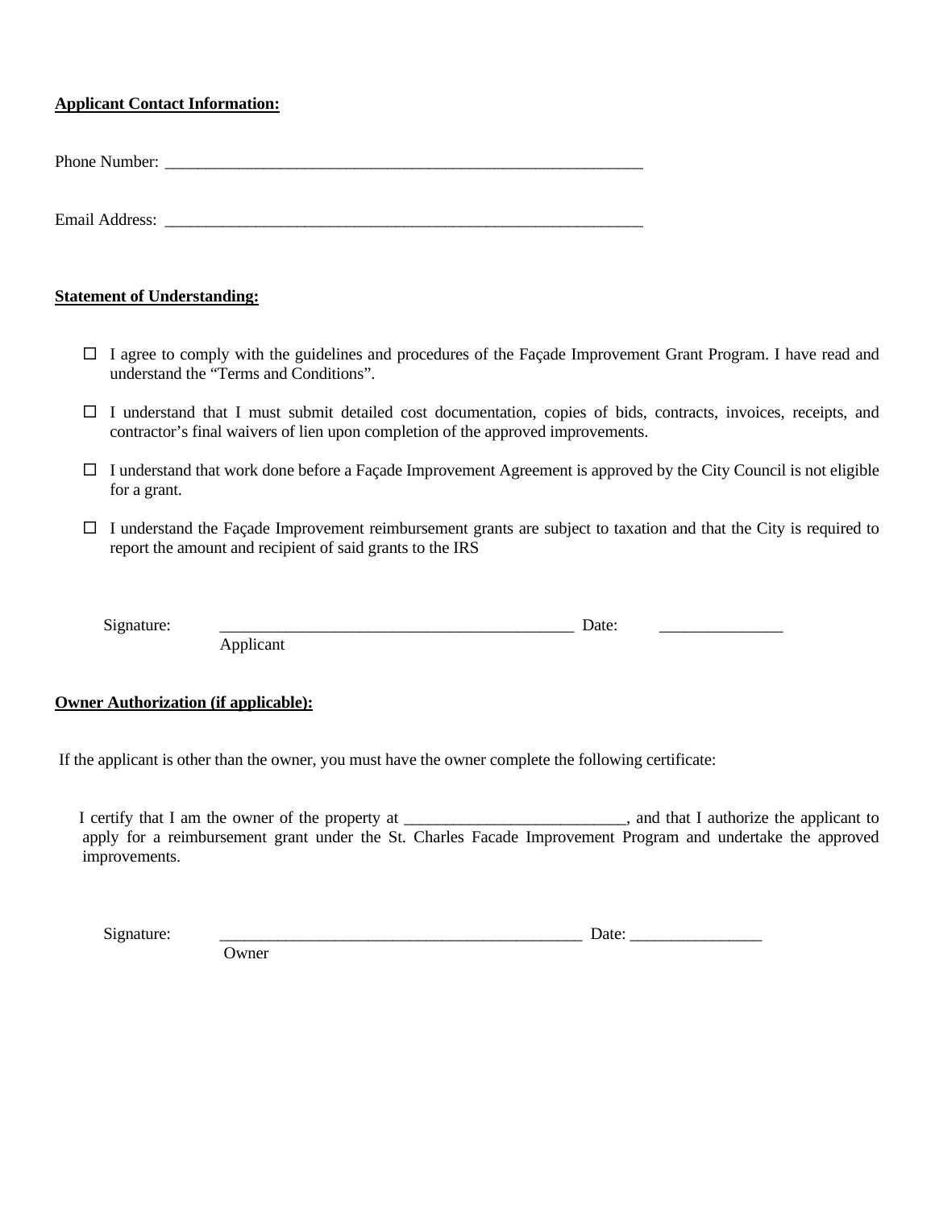**Applicant Contact Information:**

Phone Number: ____________________________________________________________

Email Address: ____________________________________________________________

**Statement of Understanding:**

- ☐ I agree to comply with the guidelines and procedures of the Façade Improvement Grant Program. I have read and understand the "Terms and Conditions".
- ☐ I understand that I must submit detailed cost documentation, copies of bids, contracts, invoices, receipts, and contractor's final waivers of lien upon completion of the approved improvements.
- ☐ I understand that work done before a Façade Improvement Agreement is approved by the City Council is not eligible for a grant.
- ☐ I understand the Façade Improvement reimbursement grants are subject to taxation and that the City is required to report the amount and recipient of said grants to the IRS

Signature: ____________________________________________ Date: _______________
Applicant

**Owner Authorization (if applicable):**

If the applicant is other than the owner, you must have the owner complete the following certificate:

I certify that I am the owner of the property at ___________________________, and that I authorize the applicant to apply for a reimbursement grant under the St. Charles Facade Improvement Program and undertake the approved improvements.

Signature: _____________________________________________ Date: ________________
Owner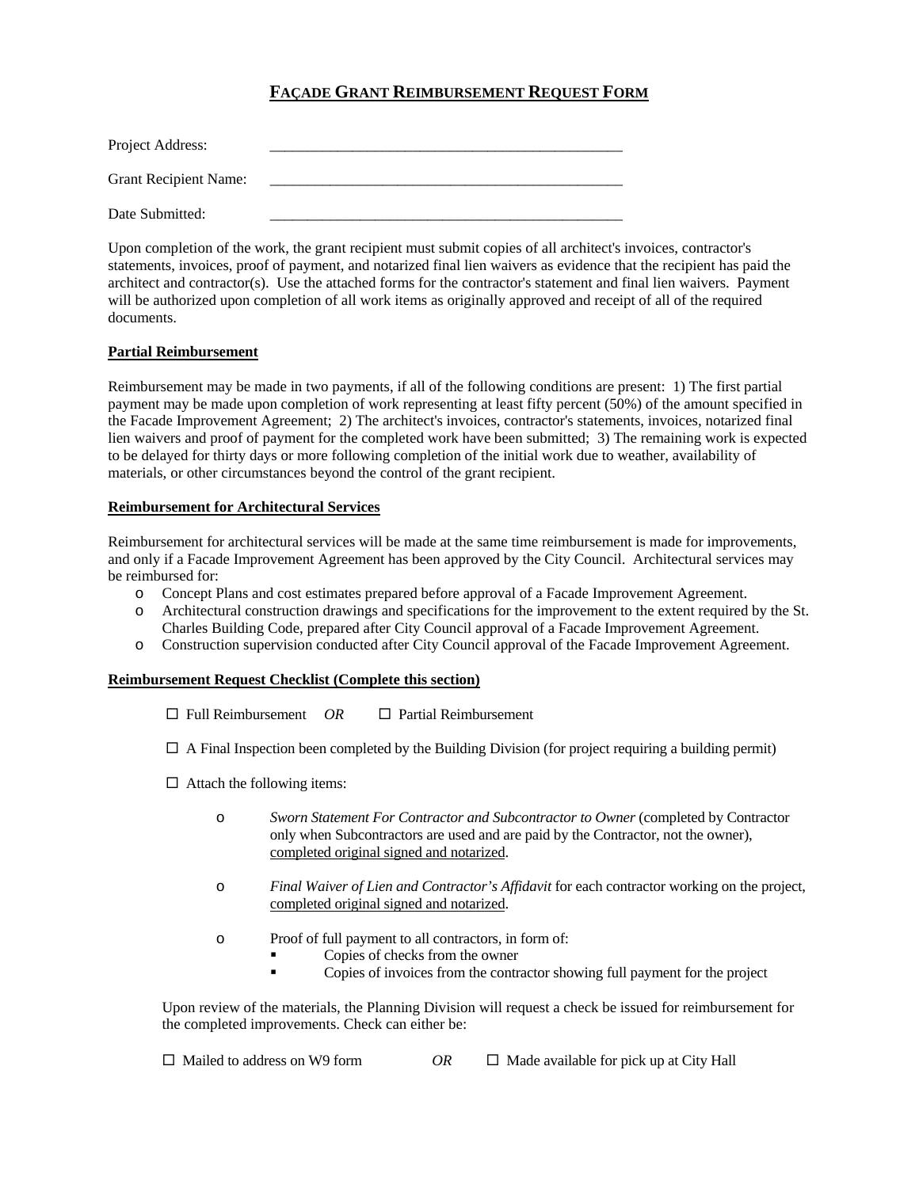# FAÇADE GRANT REIMBURSEMENT REQUEST FORM

Project Address: \_\_\_\_\_\_\_\_\_\_\_\_\_\_\_\_\_\_\_\_\_\_\_\_\_\_\_\_\_\_\_\_\_\_\_\_\_\_\_\_\_\_\_\_\_\_

Grant Recipient Name: \_\_\_\_\_\_\_\_\_\_\_\_\_\_\_\_\_\_\_\_\_\_\_\_\_\_\_\_\_\_\_\_\_\_\_\_\_\_\_\_\_\_\_\_\_\_

Date Submitted: \_\_\_\_\_\_\_\_\_\_\_\_\_\_\_\_\_\_\_\_\_\_\_\_\_\_\_\_\_\_\_\_\_\_\_\_\_\_\_\_\_\_\_\_\_\_

Upon completion of the work, the grant recipient must submit copies of all architect's invoices, contractor's statements, invoices, proof of payment, and notarized final lien waivers as evidence that the recipient has paid the architect and contractor(s). Use the attached forms for the contractor's statement and final lien waivers. Payment will be authorized upon completion of all work items as originally approved and receipt of all of the required documents.

**Partial Reimbursement**

Reimbursement may be made in two payments, if all of the following conditions are present: 1) The first partial payment may be made upon completion of work representing at least fifty percent (50%) of the amount specified in the Facade Improvement Agreement; 2) The architect's invoices, contractor's statements, invoices, notarized final lien waivers and proof of payment for the completed work have been submitted; 3) The remaining work is expected to be delayed for thirty days or more following completion of the initial work due to weather, availability of materials, or other circumstances beyond the control of the grant recipient.

**Reimbursement for Architectural Services**

Reimbursement for architectural services will be made at the same time reimbursement is made for improvements, and only if a Facade Improvement Agreement has been approved by the City Council. Architectural services may be reimbursed for:

- Concept Plans and cost estimates prepared before approval of a Facade Improvement Agreement.
- Architectural construction drawings and specifications for the improvement to the extent required by the St. Charles Building Code, prepared after City Council approval of a Facade Improvement Agreement.
- Construction supervision conducted after City Council approval of the Facade Improvement Agreement.

**Reimbursement Request Checklist (Complete this section)**

☐ Full Reimbursement *OR* ☐ Partial Reimbursement

☐ A Final Inspection been completed by the Building Division (for project requiring a building permit)

☐ Attach the following items:

- *Sworn Statement For Contractor and Subcontractor to Owner* (completed by Contractor only when Subcontractors are used and are paid by the Contractor, not the owner), completed original signed and notarized.
- *Final Waiver of Lien and Contractor's Affidavit* for each contractor working on the project, completed original signed and notarized.
- Proof of full payment to all contractors, in form of:
  - Copies of checks from the owner
  - Copies of invoices from the contractor showing full payment for the project

Upon review of the materials, the Planning Division will request a check be issued for reimbursement for the completed improvements. Check can either be:

☐ Mailed to address on W9 form *OR* ☐ Made available for pick up at City Hall